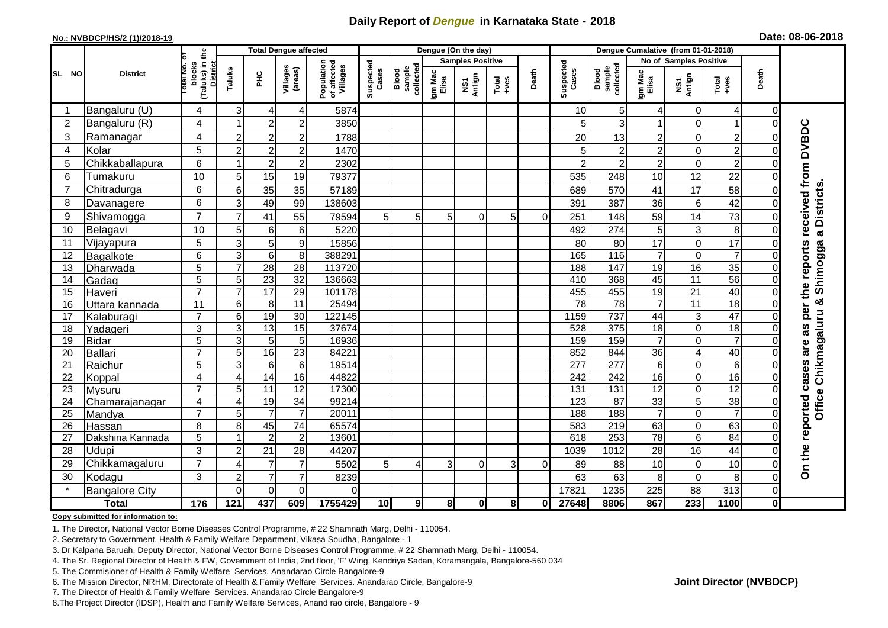# Daily Report of *Dengue* in Karnataka State - 2018

**No.: NVBDCP/HS/2 (1)/2018-19**

**Date: 08-06-2018**

| SL NO | District | Total No. of blocks (Taluks) in the District | Total Dengue affected | | | | Dengue (On the day) | | | | | | | Dengue Cumalative (from 01-01-2018) | | | | | | | |
|---|---|---|---|---|---|---|---|---|---|---|---|---|---|---|---|---|---|---|---|---|
| | | | Taluks | PHC | Villages (areas) | Population of affected Villages | Suspected Cases | Blood sample collected | Samples Positive | | | Death | Suspected Cases | Blood sample collected | No of Samples Positive | | | Death | |
| | | | | | | | | | Igm Mac Elisa | NS1 Antign | Total +ves | | | | Igm Mac Elisa | NS1 Antign | Total +ves | | |
| 1 | Bangaluru (U) | 4 | 3 | 4 | 4 | 5874 | | | | | | | 10 | 5 | 4 | 0 | 4 | 0 | On the reported cases are as per the reports received from DVBDC Office Chikmagaluru & Shimogga a Districts. |
| 2 | Bangaluru (R) | 4 | 1 | 2 | 2 | 3850 | | | | | | | 5 | 3 | 1 | 0 | 1 | 0 | |
| 3 | Ramanagar | 4 | 2 | 2 | 2 | 1788 | | | | | | | 20 | 13 | 2 | 0 | 2 | 0 | |
| 4 | Kolar | 5 | 2 | 2 | 2 | 1470 | | | | | | | 5 | 2 | 2 | 0 | 2 | 0 | |
| 5 | Chikkaballapura | 6 | 1 | 2 | 2 | 2302 | | | | | | | 2 | 2 | 2 | 0 | 2 | 0 | |
| 6 | Tumakuru | 10 | 5 | 15 | 19 | 79377 | | | | | | | 535 | 248 | 10 | 12 | 22 | 0 | |
| 7 | Chitradurga | 6 | 6 | 35 | 35 | 57189 | | | | | | | 689 | 570 | 41 | 17 | 58 | 0 | |
| 8 | Davanagere | 6 | 3 | 49 | 99 | 138603 | | | | | | | 391 | 387 | 36 | 6 | 42 | 0 | |
| 9 | Shivamogga | 7 | 7 | 41 | 55 | 79594 | 5 | 5 | 5 | 0 | 5 | 0 | 251 | 148 | 59 | 14 | 73 | 0 | |
| 10 | Belagavi | 10 | 5 | 6 | 6 | 5220 | | | | | | | 492 | 274 | 5 | 3 | 8 | 0 | |
| 11 | Vijayapura | 5 | 3 | 5 | 9 | 15856 | | | | | | | 80 | 80 | 17 | 0 | 17 | 0 | |
| 12 | Bagalkote | 6 | 3 | 6 | 8 | 388291 | | | | | | | 165 | 116 | 7 | 0 | 7 | 0 | |
| 13 | Dharwada | 5 | 7 | 28 | 28 | 113720 | | | | | | | 188 | 147 | 19 | 16 | 35 | 0 | |
| 14 | Gadag | 5 | 5 | 23 | 32 | 136663 | | | | | | | 410 | 368 | 45 | 11 | 56 | 0 | |
| 15 | Haveri | 7 | 7 | 17 | 29 | 101178 | | | | | | | 455 | 455 | 19 | 21 | 40 | 0 | |
| 16 | Uttara kannada | 11 | 6 | 8 | 11 | 25494 | | | | | | | 78 | 78 | 7 | 11 | 18 | 0 | |
| 17 | Kalaburagi | 7 | 6 | 19 | 30 | 122145 | | | | | | | 1159 | 737 | 44 | 3 | 47 | 0 | |
| 18 | Yadageri | 3 | 3 | 13 | 15 | 37674 | | | | | | | 528 | 375 | 18 | 0 | 18 | 0 | |
| 19 | Bidar | 5 | 3 | 5 | 5 | 16936 | | | | | | | 159 | 159 | 7 | 0 | 7 | 0 | |
| 20 | Ballari | 7 | 5 | 16 | 23 | 84221 | | | | | | | 852 | 844 | 36 | 4 | 40 | 0 | |
| 21 | Raichur | 5 | 3 | 6 | 6 | 19514 | | | | | | | 277 | 277 | 6 | 0 | 6 | 0 | |
| 22 | Koppal | 4 | 4 | 14 | 16 | 44822 | | | | | | | 242 | 242 | 16 | 0 | 16 | 0 | |
| 23 | Mysuru | 7 | 5 | 11 | 12 | 17300 | | | | | | | 131 | 131 | 12 | 0 | 12 | 0 | |
| 24 | Chamarajanagar | 4 | 4 | 19 | 34 | 99214 | | | | | | | 123 | 87 | 33 | 5 | 38 | 0 | |
| 25 | Mandya | 7 | 5 | 7 | 7 | 20011 | | | | | | | 188 | 188 | 7 | 0 | 7 | 0 | |
| 26 | Hassan | 8 | 8 | 45 | 74 | 65574 | | | | | | | 583 | 219 | 63 | 0 | 63 | 0 | |
| 27 | Dakshina Kannada | 5 | 1 | 2 | 2 | 13601 | | | | | | | 618 | 253 | 78 | 6 | 84 | 0 | |
| 28 | Udupi | 3 | 2 | 21 | 28 | 44207 | | | | | | | 1039 | 1012 | 28 | 16 | 44 | 0 | |
| 29 | Chikkamagaluru | 7 | 4 | 7 | 7 | 5502 | 5 | 4 | 3 | 0 | 3 | 0 | 89 | 88 | 10 | 0 | 10 | 0 | |
| 30 | Kodagu | 3 | 2 | 7 | 7 | 8239 | | | | | | | 63 | 63 | 8 | 0 | 8 | 0 | |
| * | Bangalore City | | 0 | 0 | 0 | 0 | | | | | | | 17821 | 1235 | 225 | 88 | 313 | 0 | |
| **Total** | | **176** | **121** | **437** | **609** | **1755429** | **10** | **9** | **8** | **0** | **8** | **0** | **27648** | **8806** | **867** | **233** | **1100** | **0** | |

**Copy submitted for information to:**

1. The Director, National Vector Borne Diseases Control Programme, # 22 Shamnath Marg, Delhi - 110054.
2. Secretary to Government, Health & Family Welfare Department, Vikasa Soudha, Bangalore - 1
3. Dr Kalpana Baruah, Deputy Director, National Vector Borne Diseases Control Programme, # 22 Shamnath Marg, Delhi - 110054.
4. The Sr. Regional Director of Health & FW, Government of India, 2nd floor, 'F' Wing, Kendriya Sadan, Koramangala, Bangalore-560 034
5. The Commisioner of Health & Family Welfare Services. Anandarao Circle Bangalore-9
6. The Mission Director, NRHM, Directorate of Health & Family Welfare Services. Anandarao Circle, Bangalore-9
7. The Director of Health & Family Welfare Services. Anandarao Circle Bangalore-9
8. The Project Director (IDSP), Health and Family Welfare Services, Anand rao circle, Bangalore - 9

**Joint Director (NVBDCP)**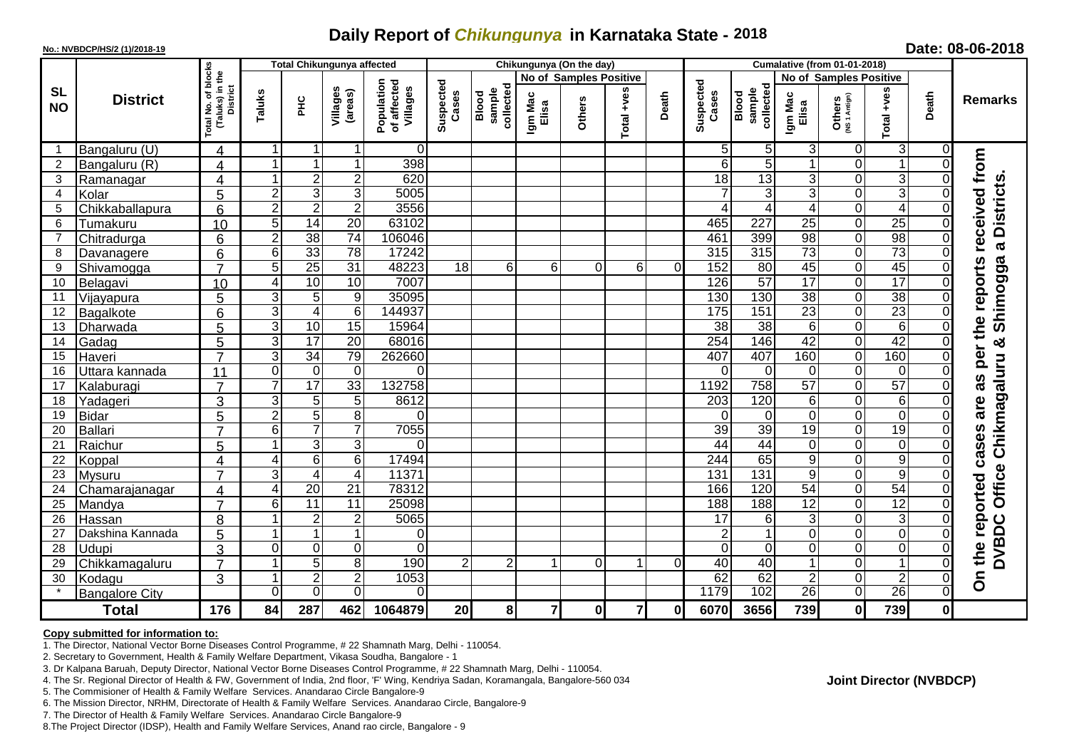# Daily Report of *Chikungunya* in Karnataka State - 2018

**No.: NVBDCP/HS/2 (1)/2018-19**

**Date: 08-06-2018**

| SL NO | District | Total No. of blocks (Taluks) in the District | Total Chikungunya affected | | | | Chikungunya (On the day) | | | | | | | Cumalative (from 01-01-2018) | | | | | | | Remarks |
|---|---|---|---|---|---|---|---|---|---|---|---|---|---|---|---|---|---|---|---|---|---|
| | | | Taluks | PHC | Villages (areas) | Population of affected Villages | Suspected Cases | Blood sample collected | No of Samples Positive | | | Death | Suspected Cases | Blood sample collected | No of Samples Positive | | | Death | |
| | | | | | | | | | Igm Mac Elisa | Others | Total +ves | | | | Igm Mac Elisa | Others (NS 1 Antign) | Total +ves | | |
| 1 | Bangaluru (U) | 4 | 1 | 1 | 1 | 0 | | | | | | | 5 | 5 | 3 | 0 | 3 | 0 | On the reported cases are as per the reports received from DVBDC Office Chikmagaluru & Shimogga a Districts. |
| 2 | Bangaluru (R) | 4 | 1 | 1 | 1 | 398 | | | | | | | 6 | 5 | 1 | 0 | 1 | 0 | |
| 3 | Ramanagar | 4 | 1 | 2 | 2 | 620 | | | | | | | 18 | 13 | 3 | 0 | 3 | 0 | |
| 4 | Kolar | 5 | 2 | 3 | 3 | 5005 | | | | | | | 7 | 3 | 3 | 0 | 3 | 0 | |
| 5 | Chikkaballapura | 6 | 2 | 2 | 2 | 3556 | | | | | | | 4 | 4 | 4 | 0 | 4 | 0 | |
| 6 | Tumakuru | 10 | 5 | 14 | 20 | 63102 | | | | | | | 465 | 227 | 25 | 0 | 25 | 0 | |
| 7 | Chitradurga | 6 | 2 | 38 | 74 | 106046 | | | | | | | 461 | 399 | 98 | 0 | 98 | 0 | |
| 8 | Davanagere | 6 | 6 | 33 | 78 | 17242 | | | | | | | 315 | 315 | 73 | 0 | 73 | 0 | |
| 9 | Shivamogga | 7 | 5 | 25 | 31 | 48223 | 18 | 6 | 6 | 0 | 6 | 0 | 152 | 80 | 45 | 0 | 45 | 0 | |
| 10 | Belagavi | 10 | 4 | 10 | 10 | 7007 | | | | | | | 126 | 57 | 17 | 0 | 17 | 0 | |
| 11 | Vijayapura | 5 | 3 | 5 | 9 | 35095 | | | | | | | 130 | 130 | 38 | 0 | 38 | 0 | |
| 12 | Bagalkote | 6 | 3 | 4 | 6 | 144937 | | | | | | | 175 | 151 | 23 | 0 | 23 | 0 | |
| 13 | Dharwada | 5 | 3 | 10 | 15 | 15964 | | | | | | | 38 | 38 | 6 | 0 | 6 | 0 | |
| 14 | Gadag | 5 | 3 | 17 | 20 | 68016 | | | | | | | 254 | 146 | 42 | 0 | 42 | 0 | |
| 15 | Haveri | 7 | 3 | 34 | 79 | 262660 | | | | | | | 407 | 407 | 160 | 0 | 160 | 0 | |
| 16 | Uttara kannada | 11 | 0 | 0 | 0 | 0 | | | | | | | 0 | 0 | 0 | 0 | 0 | 0 | |
| 17 | Kalaburagi | 7 | 7 | 17 | 33 | 132758 | | | | | | | 1192 | 758 | 57 | 0 | 57 | 0 | |
| 18 | Yadageri | 3 | 3 | 5 | 5 | 8612 | | | | | | | 203 | 120 | 6 | 0 | 6 | 0 | |
| 19 | Bidar | 5 | 2 | 5 | 8 | 0 | | | | | | | 0 | 0 | 0 | 0 | 0 | 0 | |
| 20 | Ballari | 7 | 6 | 7 | 7 | 7055 | | | | | | | 39 | 39 | 19 | 0 | 19 | 0 | |
| 21 | Raichur | 5 | 1 | 3 | 3 | 0 | | | | | | | 44 | 44 | 0 | 0 | 0 | 0 | |
| 22 | Koppal | 4 | 4 | 6 | 6 | 17494 | | | | | | | 244 | 65 | 9 | 0 | 9 | 0 | |
| 23 | Mysuru | 7 | 3 | 4 | 4 | 11371 | | | | | | | 131 | 131 | 9 | 0 | 9 | 0 | |
| 24 | Chamarajanagar | 4 | 4 | 20 | 21 | 78312 | | | | | | | 166 | 120 | 54 | 0 | 54 | 0 | |
| 25 | Mandya | 7 | 6 | 11 | 11 | 25098 | | | | | | | 188 | 188 | 12 | 0 | 12 | 0 | |
| 26 | Hassan | 8 | 1 | 2 | 2 | 5065 | | | | | | | 17 | 6 | 3 | 0 | 3 | 0 | |
| 27 | Dakshina Kannada | 5 | 1 | 1 | 1 | 0 | | | | | | | 2 | 1 | 0 | 0 | 0 | 0 | |
| 28 | Udupi | 3 | 0 | 0 | 0 | 0 | | | | | | | 0 | 0 | 0 | 0 | 0 | 0 | |
| 29 | Chikkamagaluru | 7 | 1 | 5 | 8 | 190 | 2 | 2 | 1 | 0 | 1 | 0 | 40 | 40 | 1 | 0 | 1 | 0 | |
| 30 | Kodagu | 3 | 1 | 2 | 2 | 1053 | | | | | | | 62 | 62 | 2 | 0 | 2 | 0 | |
| * | Bangalore City | | 0 | 0 | 0 | 0 | | | | | | | 1179 | 102 | 26 | 0 | 26 | 0 | |
| **Total** | | **176** | **84** | **287** | **462** | **1064879** | **20** | **8** | **7** | **0** | **7** | **0** | **6070** | **3656** | **739** | **0** | **739** | **0** | |

**Copy submitted for information to:**

1. The Director, National Vector Borne Diseases Control Programme, # 22 Shamnath Marg, Delhi - 110054.
2. Secretary to Government, Health & Family Welfare Department, Vikasa Soudha, Bangalore - 1
3. Dr Kalpana Baruah, Deputy Director, National Vector Borne Diseases Control Programme, # 22 Shamnath Marg, Delhi - 110054.
4. The Sr. Regional Director of Health & FW, Government of India, 2nd floor, 'F' Wing, Kendriya Sadan, Koramangala, Bangalore-560 034
5. The Commisioner of Health & Family Welfare Services. Anandarao Circle Bangalore-9
6. The Mission Director, NRHM, Directorate of Health & Family Welfare Services. Anandarao Circle, Bangalore-9
7. The Director of Health & Family Welfare Services. Anandarao Circle Bangalore-9
8. The Project Director (IDSP), Health and Family Welfare Services, Anand rao circle, Bangalore - 9

**Joint Director (NVBDCP)**